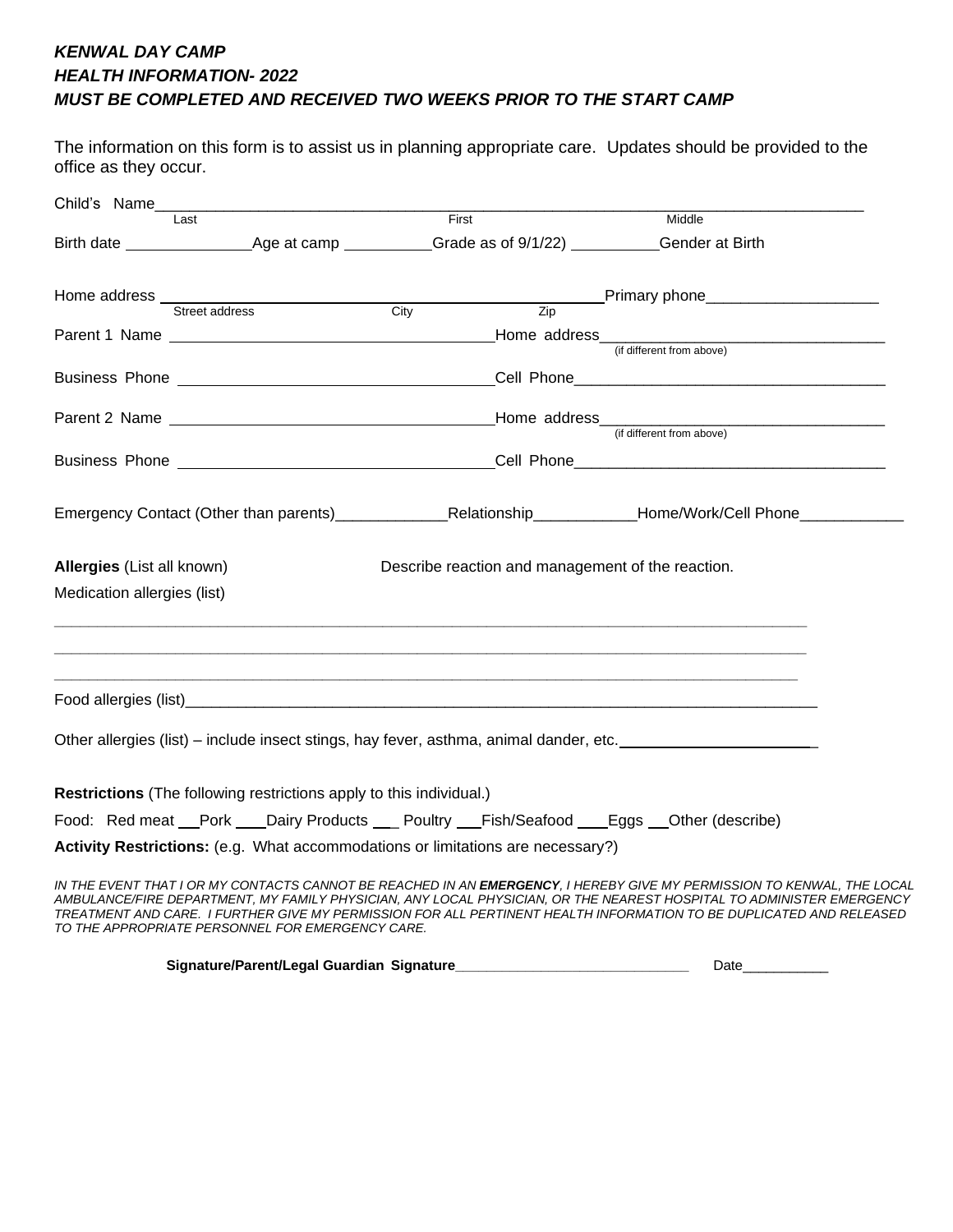***KENWAL DAY CAMP***
***HEALTH INFORMATION- 2022***
***MUST BE COMPLETED AND RECEIVED TWO WEEKS PRIOR TO THE START CAMP***

The information on this form is to assist us in planning appropriate care. Updates should be provided to the office as they occur.

Child's Name________________________________________________________________________________
Last First Middle

Birth date ______________Age at camp __________Grade as of 9/1/22) __________Gender at Birth

Home address ______________________________________________Primary phone___________________
Street address City Zip

Parent 1 Name ____________________________________Home address_______________________________
(if different from above)

Business Phone ____________________________________Cell Phone__________________________________

Parent 2 Name ____________________________________Home address_______________________________
(if different from above)

Business Phone ____________________________________Cell Phone__________________________________

Emergency Contact (Other than parents)____________Relationship___________Home/Work/Cell Phone___________

**Allergies** (List all known) Describe reaction and management of the reaction.

Medication allergies (list)

_______________________________________________________________________________________

_______________________________________________________________________________________

_______________________________________________________________________________________

Food allergies (list)_____________________________________________________________________

Other allergies (list) – include insect stings, hay fever, asthma, animal dander, etc.______________________

**Restrictions** (The following restrictions apply to this individual.)

Food: Red meat __Pork ___Dairy Products ___ Poultry ___Fish/Seafood ___Eggs __Other (describe)

**Activity Restrictions:** (e.g. What accommodations or limitations are necessary?)

*IN THE EVENT THAT I OR MY CONTACTS CANNOT BE REACHED IN AN **EMERGENCY**, I HEREBY GIVE MY PERMISSION TO KENWAL, THE LOCAL AMBULANCE/FIRE DEPARTMENT, MY FAMILY PHYSICIAN, ANY LOCAL PHYSICIAN, OR THE NEAREST HOSPITAL TO ADMINISTER EMERGENCY TREATMENT AND CARE. I FURTHER GIVE MY PERMISSION FOR ALL PERTINENT HEALTH INFORMATION TO BE DUPLICATED AND RELEASED TO THE APPROPRIATE PERSONNEL FOR EMERGENCY CARE.*

**Signature/Parent/Legal Guardian Signature**_____________________________ Date__________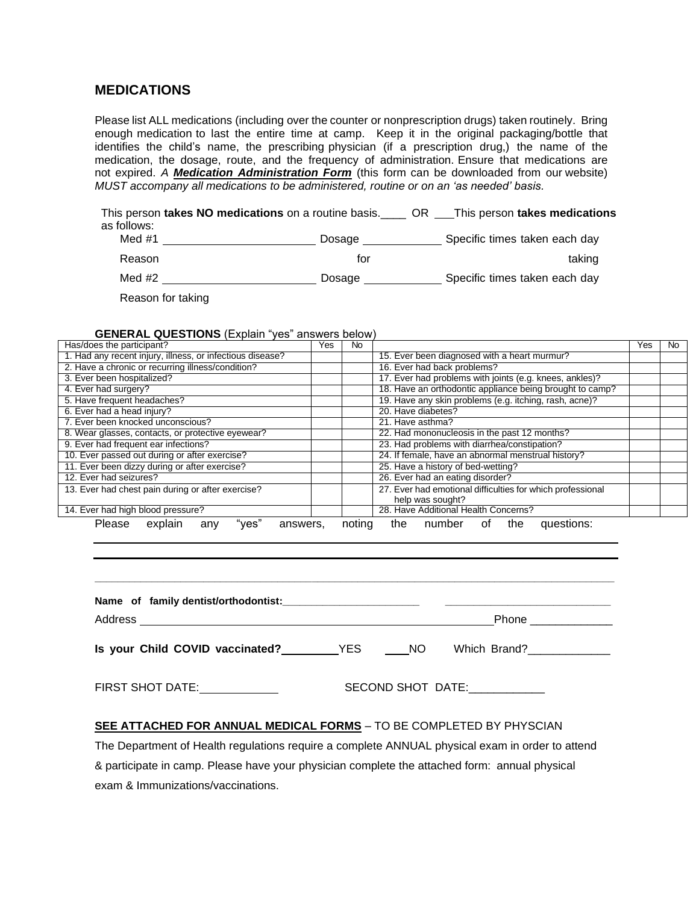## MEDICATIONS

Please list ALL medications (including over the counter or nonprescription drugs) taken routinely. Bring enough medication to last the entire time at camp. Keep it in the original packaging/bottle that identifies the child's name, the prescribing physician (if a prescription drug,) the name of the medication, the dosage, route, and the frequency of administration. Ensure that medications are not expired. *A* ***Medication Administration Form*** (this form can be downloaded from our website) *MUST accompany all medications to be administered, routine or on an 'as needed' basis.*

This person **takes NO medications** on a routine basis.____ OR ___This person **takes medications** as follows:

Med #1 ________________________ Dosage ____________ Specific times taken each day

Reason for taking

Med #2 ________________________ Dosage ____________ Specific times taken each day

Reason for taking

**GENERAL QUESTIONS** (Explain "yes" answers below)

| Has/does the participant? | Yes | No | | Yes | No |
|---|---|---|---|---|---|
| 1. Had any recent injury, illness, or infectious disease? | | | 15. Ever been diagnosed with a heart murmur? | | |
| 2. Have a chronic or recurring illness/condition? | | | 16. Ever had back problems? | | |
| 3. Ever been hospitalized? | | | 17. Ever had problems with joints (e.g. knees, ankles)? | | |
| 4. Ever had surgery? | | | 18. Have an orthodontic appliance being brought to camp? | | |
| 5. Have frequent headaches? | | | 19. Have any skin problems (e.g. itching, rash, acne)? | | |
| 6. Ever had a head injury? | | | 20. Have diabetes? | | |
| 7. Ever been knocked unconscious? | | | 21. Have asthma? | | |
| 8. Wear glasses, contacts, or protective eyewear? | | | 22. Had mononucleosis in the past 12 months? | | |
| 9. Ever had frequent ear infections? | | | 23. Had problems with diarrhea/constipation? | | |
| 10. Ever passed out during or after exercise? | | | 24. If female, have an abnormal menstrual history? | | |
| 11. Ever been dizzy during or after exercise? | | | 25. Have a history of bed-wetting? | | |
| 12. Ever had seizures? | | | 26. Ever had an eating disorder? | | |
| 13. Ever had chest pain during or after exercise? | | | 27. Ever had emotional difficulties for which professional help was sought? | | |
| 14. Ever had high blood pressure? | | | 28. Have Additional Health Concerns? | | |

Please explain any "yes" answers, noting the number of the questions:

______________________________________________________________________

______________________________________________________________________

______________________________________________________________________

**Name of family dentist/orthodontist:**_______________________ ___________________________

Address ________________________________________________________ Phone _____________

**Is your Child COVID vaccinated?**_________YES ____NO Which Brand?_____________

FIRST SHOT DATE:____________ SECOND SHOT DATE:____________

**SEE ATTACHED FOR ANNUAL MEDICAL FORMS** – TO BE COMPLETED BY PHYSCIAN

The Department of Health regulations require a complete ANNUAL physical exam in order to attend & participate in camp. Please have your physician complete the attached form: annual physical exam & Immunizations/vaccinations.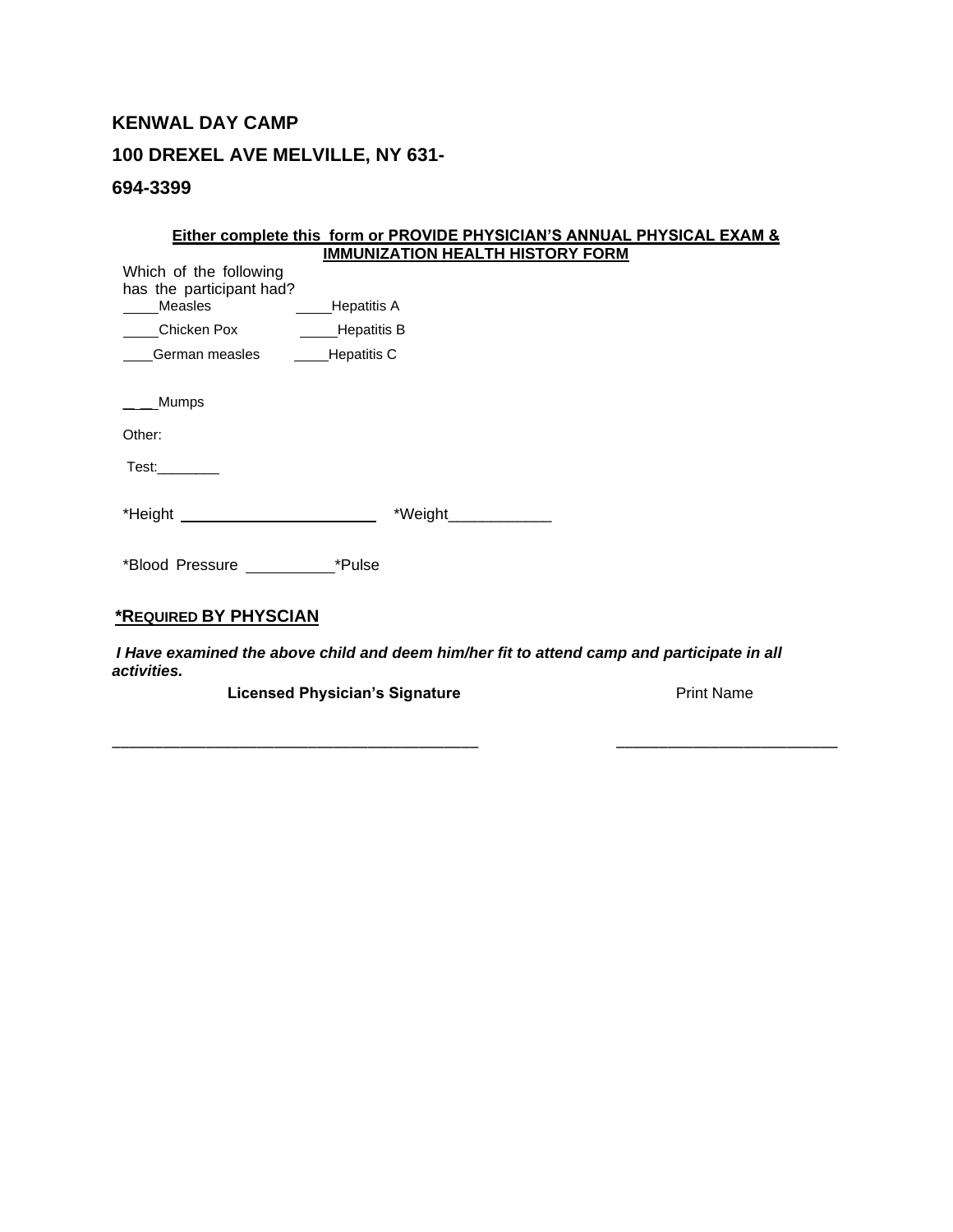**KENWAL DAY CAMP**

**100 DREXEL AVE MELVILLE, NY 631-**

**694-3399**

**Either complete this form or PROVIDE PHYSICIAN'S ANNUAL PHYSICAL EXAM & IMMUNIZATION HEALTH HISTORY FORM**

Which of the following has the participant had?

____Measles ____Hepatitis A

____Chicken Pox ____Hepatitis B

____German measles ____Hepatitis C

____Mumps

Other:

Test:________

*Height ______________________ *Weight____________

*Blood Pressure __________*Pulse

**\*REQUIRED BY PHYSCIAN**

***I Have examined the above child and deem him/her fit to attend camp and participate in all activities.***

**Licensed Physician's Signature** Print Name

_________________________________________ _________________________